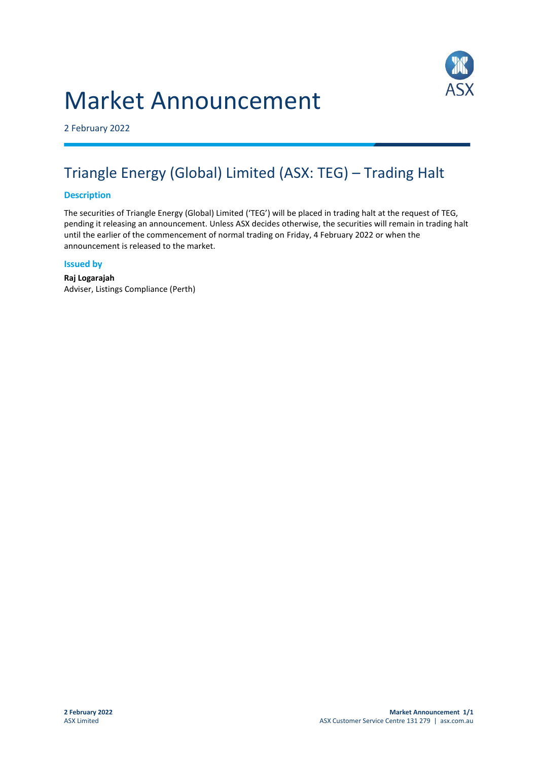# Market Announcement

2 February 2022

## Triangle Energy (Global) Limited (ASX: TEG) – Trading Halt

### Description

The securities of Triangle Energy (Global) Limited ('TEG') will be placed in trading halt at the request of TEG, pending it releasing an announcement. Unless ASX decides otherwise, the securities will remain in trading halt until the earlier of the commencement of normal trading on Friday, 4 February 2022 or when the announcement is released to the market.

### Issued by

**Raj Logarajah**
Adviser, Listings Compliance (Perth)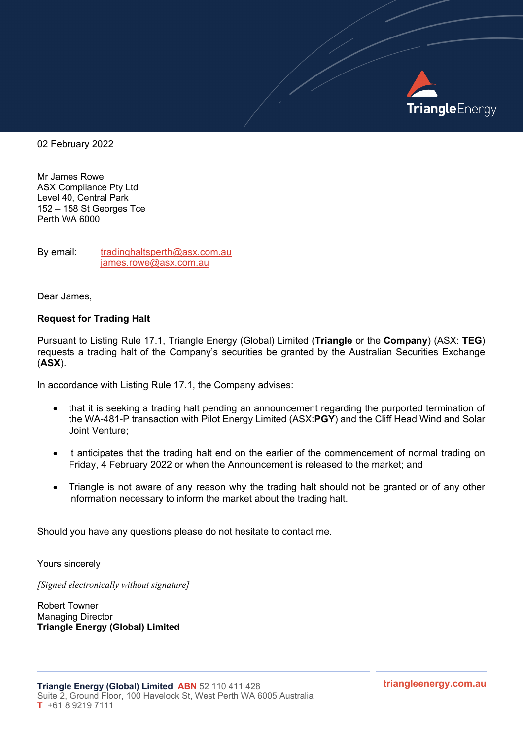02 February 2022

Mr James Rowe
ASX Compliance Pty Ltd
Level 40, Central Park
152 – 158 St Georges Tce
Perth WA 6000

By email: tradinghaltsperth@asx.com.au
james.rowe@asx.com.au

Dear James,

**Request for Trading Halt**

Pursuant to Listing Rule 17.1, Triangle Energy (Global) Limited (**Triangle** or the **Company**) (ASX: **TEG**) requests a trading halt of the Company's securities be granted by the Australian Securities Exchange (**ASX**).

In accordance with Listing Rule 17.1, the Company advises:

- that it is seeking a trading halt pending an announcement regarding the purported termination of the WA-481-P transaction with Pilot Energy Limited (ASX:**PGY**) and the Cliff Head Wind and Solar Joint Venture;
- it anticipates that the trading halt end on the earlier of the commencement of normal trading on Friday, 4 February 2022 or when the Announcement is released to the market; and
- Triangle is not aware of any reason why the trading halt should not be granted or of any other information necessary to inform the market about the trading halt.

Should you have any questions please do not hesitate to contact me.

Yours sincerely

*[Signed electronically without signature]*

Robert Towner
Managing Director
**Triangle Energy (Global) Limited**

**Triangle Energy (Global) Limited** ABN 52 110 411 428
Suite 2, Ground Floor, 100 Havelock St, West Perth WA 6005 Australia
T +61 8 9219 7111
triangleenergy.com.au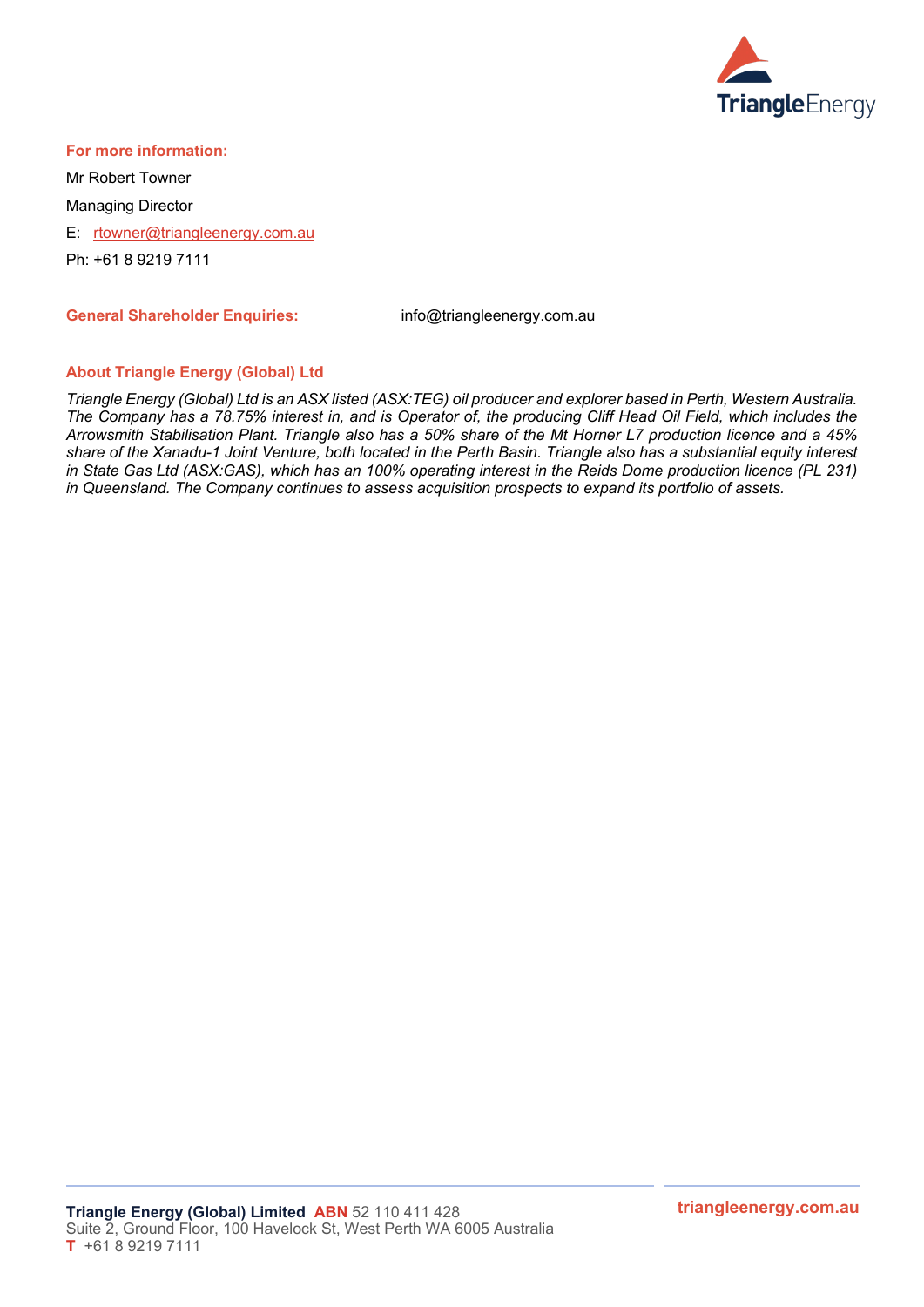**For more information:**

Mr Robert Towner

Managing Director

E: rtowner@triangleenergy.com.au

Ph: +61 8 9219 7111

**General Shareholder Enquiries:** info@triangleenergy.com.au

**About Triangle Energy (Global) Ltd**

*Triangle Energy (Global) Ltd is an ASX listed (ASX:TEG) oil producer and explorer based in Perth, Western Australia. The Company has a 78.75% interest in, and is Operator of, the producing Cliff Head Oil Field, which includes the Arrowsmith Stabilisation Plant. Triangle also has a 50% share of the Mt Horner L7 production licence and a 45% share of the Xanadu-1 Joint Venture, both located in the Perth Basin. Triangle also has a substantial equity interest in State Gas Ltd (ASX:GAS), which has an 100% operating interest in the Reids Dome production licence (PL 231) in Queensland. The Company continues to assess acquisition prospects to expand its portfolio of assets.*